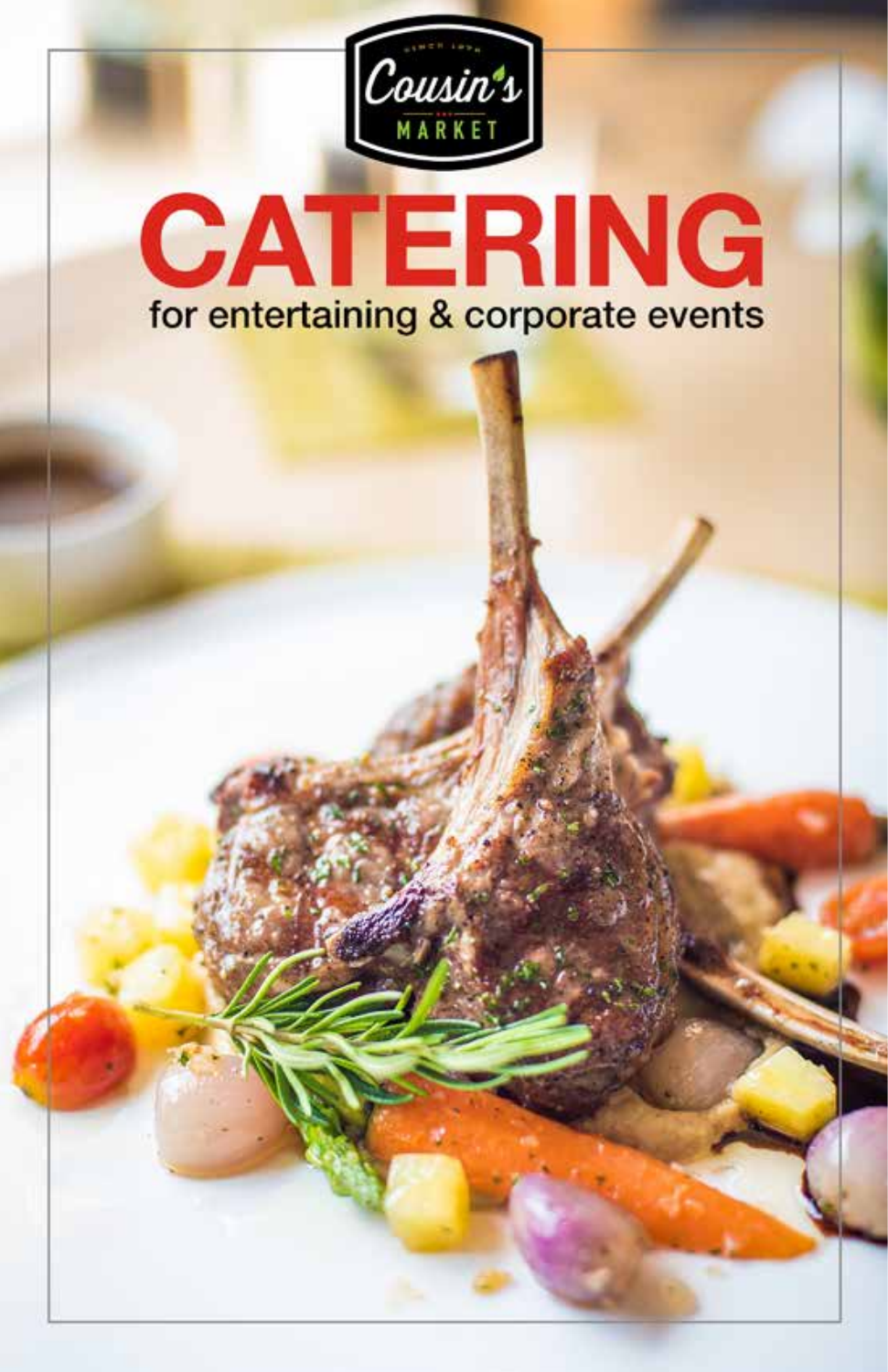SINCE 1998

Cousin's

MARKET

# CATERING

for entertaining & corporate events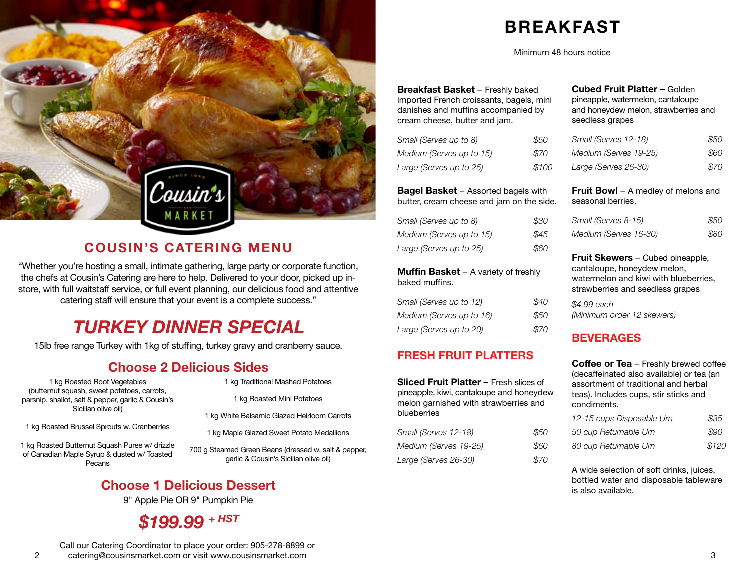## COUSIN'S CATERING MENU

"Whether you're hosting a small, intimate gathering, large party or corporate function, the chefs at Cousin's Catering are here to help. Delivered to your door, picked up in-store, with full waitstaff service, or full event planning, our delicious food and attentive catering staff will ensure that your event is a complete success."

## *TURKEY DINNER SPECIAL*

15lb free range Turkey with 1kg of stuffing, turkey gravy and cranberry sauce.

### Choose 2 Delicious Sides

1 kg Roasted Root Vegetables (butternut squash, sweet potatoes, carrots, parsnip, shallot, salt & pepper, garlic & Cousin's Sicilian olive oil)

1 kg Roasted Brussel Sprouts w. Cranberries

1 kg Roasted Butternut Squash Puree w/ drizzle of Canadian Maple Syrup & dusted w/ Toasted Pecans

1 kg Traditional Mashed Potatoes

1 kg Roasted Mini Potatoes

1 kg White Balsamic Glazed Heirloom Carrots

1 kg Maple Glazed Sweet Potato Medallions

700 g Steamed Green Beans (dressed w. salt & pepper, garlic & Cousin's Sicilian olive oil)

### Choose 1 Delicious Dessert

9" Apple Pie OR 9" Pumpkin Pie

***$199.99* + HST**

Call our Catering Coordinator to place your order: 905-278-8899 or catering@cousinsmarket.com or visit www.cousinsmarket.com

# BREAKFAST

Minimum 48 hours notice

**Breakfast Basket** – Freshly baked imported French croissants, bagels, mini danishes and muffins accompanied by cream cheese, butter and jam.

| | |
|---|---|
| *Small (Serves up to 8)* | *$50* |
| *Medium (Serves up to 15)* | *$70* |
| *Large (Serves up to 25)* | *$100* |

**Bagel Basket** – Assorted bagels with butter, cream cheese and jam on the side.

| | |
|---|---|
| *Small (Serves up to 8)* | *$30* |
| *Medium (Serves up to 15)* | *$45* |
| *Large (Serves up to 25)* | *$60* |

**Muffin Basket** – A variety of freshly baked muffins.

| | |
|---|---|
| *Small (Serves up to 12)* | *$40* |
| *Medium (Serves up to 16)* | *$50* |
| *Large (Serves up to 20)* | *$70* |

## FRESH FRUIT PLATTERS

**Sliced Fruit Platter** – Fresh slices of pineapple, kiwi, cantaloupe and honeydew melon garnished with strawberries and blueberries

| | |
|---|---|
| *Small (Serves 12-18)* | *$50* |
| *Medium (Serves 19-25)* | *$60* |
| *Large (Serves 26-30)* | *$70* |

**Cubed Fruit Platter** – Golden pineapple, watermelon, cantaloupe and honeydew melon, strawberries and seedless grapes

| | |
|---|---|
| *Small (Serves 12-18)* | *$50* |
| *Medium (Serves 19-25)* | *$60* |
| *Large (Serves 26-30)* | *$70* |

**Fruit Bowl** – A medley of melons and seasonal berries.

| | |
|---|---|
| *Small (Serves 8-15)* | *$50* |
| *Medium (Serves 16-30)* | *$80* |

**Fruit Skewers** – Cubed pineapple, cantaloupe, honeydew melon, watermelon and kiwi with blueberries, strawberries and seedless grapes

*$4.99 each*
*(Minimum order 12 skewers)*

## BEVERAGES

**Coffee or Tea** – Freshly brewed coffee (decaffeinated also available) or tea (an assortment of traditional and herbal teas). Includes cups, stir sticks and condiments.

| | |
|---|---|
| *12-15 cups Disposable Urn* | *$35* |
| *50 cup Returnable Urn* | *$90* |
| *80 cup Returnable Urn* | *$120* |

A wide selection of soft drinks, juices, bottled water and disposable tableware is also available.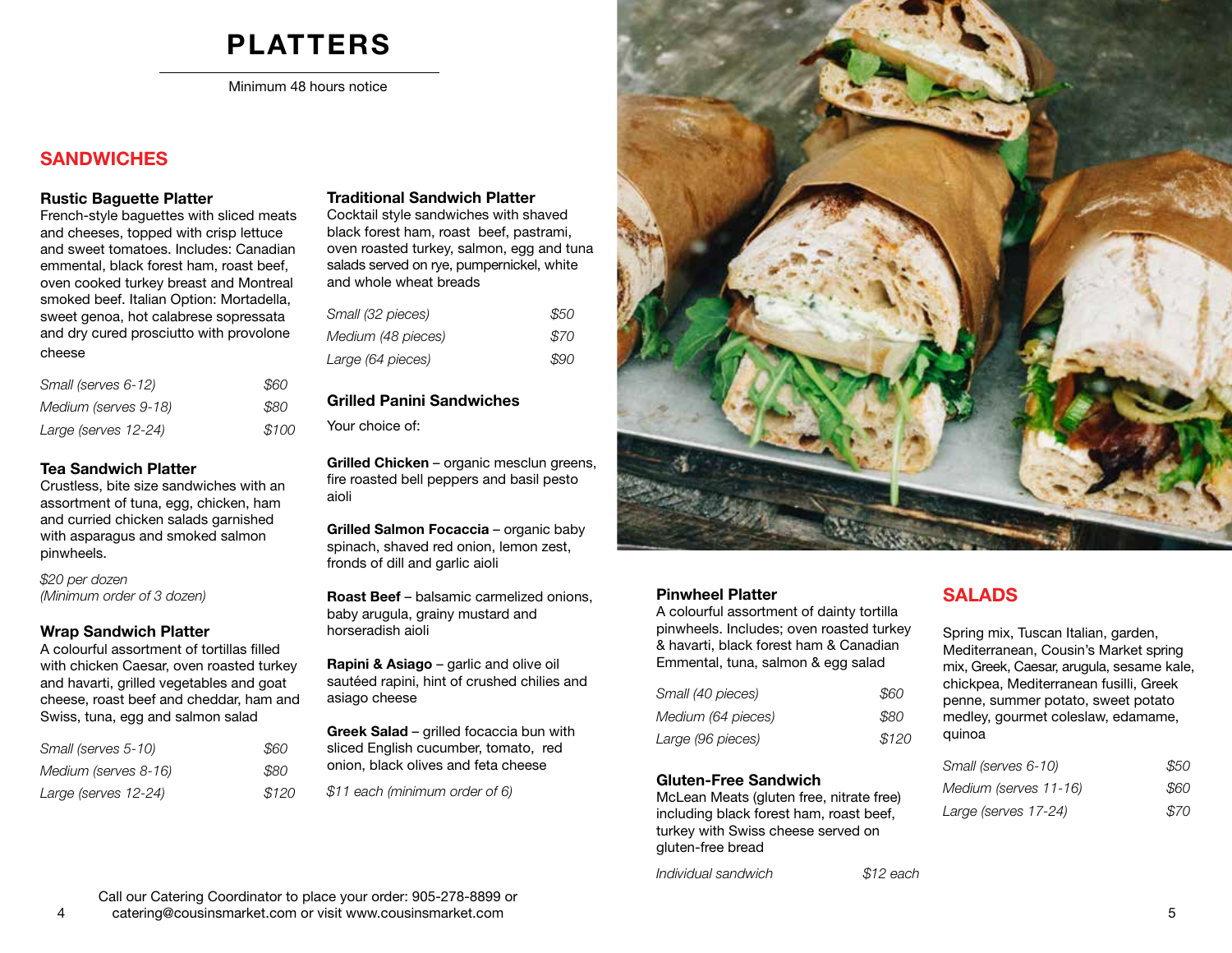# PLATTERS

Minimum 48 hours notice

## SANDWICHES

### Rustic Baguette Platter

French-style baguettes with sliced meats and cheeses, topped with crisp lettuce and sweet tomatoes. Includes: Canadian emmental, black forest ham, roast beef, oven cooked turkey breast and Montreal smoked beef. Italian Option: Mortadella, sweet genoa, hot calabrese sopressata and dry cured prosciutto with provolone cheese

| | |
|---|---|
| *Small (serves 6-12)* | *$60* |
| *Medium (serves 9-18)* | *$80* |
| *Large (serves 12-24)* | *$100* |

### Tea Sandwich Platter

Crustless, bite size sandwiches with an assortment of tuna, egg, chicken, ham and curried chicken salads garnished with asparagus and smoked salmon pinwheels.

*$20 per dozen*
*(Minimum order of 3 dozen)*

### Wrap Sandwich Platter

A colourful assortment of tortillas filled with chicken Caesar, oven roasted turkey and havarti, grilled vegetables and goat cheese, roast beef and cheddar, ham and Swiss, tuna, egg and salmon salad

| | |
|---|---|
| *Small (serves 5-10)* | *$60* |
| *Medium (serves 8-16)* | *$80* |
| *Large (serves 12-24)* | *$120* |

### Traditional Sandwich Platter

Cocktail style sandwiches with shaved black forest ham, roast beef, pastrami, oven roasted turkey, salmon, egg and tuna salads served on rye, pumpernickel, white and whole wheat breads

| | |
|---|---|
| *Small (32 pieces)* | *$50* |
| *Medium (48 pieces)* | *$70* |
| *Large (64 pieces)* | *$90* |

### Grilled Panini Sandwiches

Your choice of:

**Grilled Chicken** – organic mesclun greens, fire roasted bell peppers and basil pesto aioli

**Grilled Salmon Focaccia** – organic baby spinach, shaved red onion, lemon zest, fronds of dill and garlic aioli

**Roast Beef** – balsamic carmelized onions, baby arugula, grainy mustard and horseradish aioli

**Rapini & Asiago** – garlic and olive oil sautéed rapini, hint of crushed chilies and asiago cheese

**Greek Salad** – grilled focaccia bun with sliced English cucumber, tomato, red onion, black olives and feta cheese

*$11 each (minimum order of 6)*

### Pinwheel Platter

A colourful assortment of dainty tortilla pinwheels. Includes; oven roasted turkey & havarti, black forest ham & Canadian Emmental, tuna, salmon & egg salad

| | |
|---|---|
| *Small (40 pieces)* | *$60* |
| *Medium (64 pieces)* | *$80* |
| *Large (96 pieces)* | *$120* |

### Gluten-Free Sandwich

McLean Meats (gluten free, nitrate free) including black forest ham, roast beef, turkey with Swiss cheese served on gluten-free bread

| | |
|---|---|
| *Individual sandwich* | *$12 each* |

## SALADS

Spring mix, Tuscan Italian, garden, Mediterranean, Cousin's Market spring mix, Greek, Caesar, arugula, sesame kale, chickpea, Mediterranean fusilli, Greek penne, summer potato, sweet potato medley, gourmet coleslaw, edamame, quinoa

| | |
|---|---|
| *Small (serves 6-10)* | *$50* |
| *Medium (serves 11-16)* | *$60* |
| *Large (serves 17-24)* | *$70* |

Call our Catering Coordinator to place your order: 905-278-8899 or catering@cousinsmarket.com or visit www.cousinsmarket.com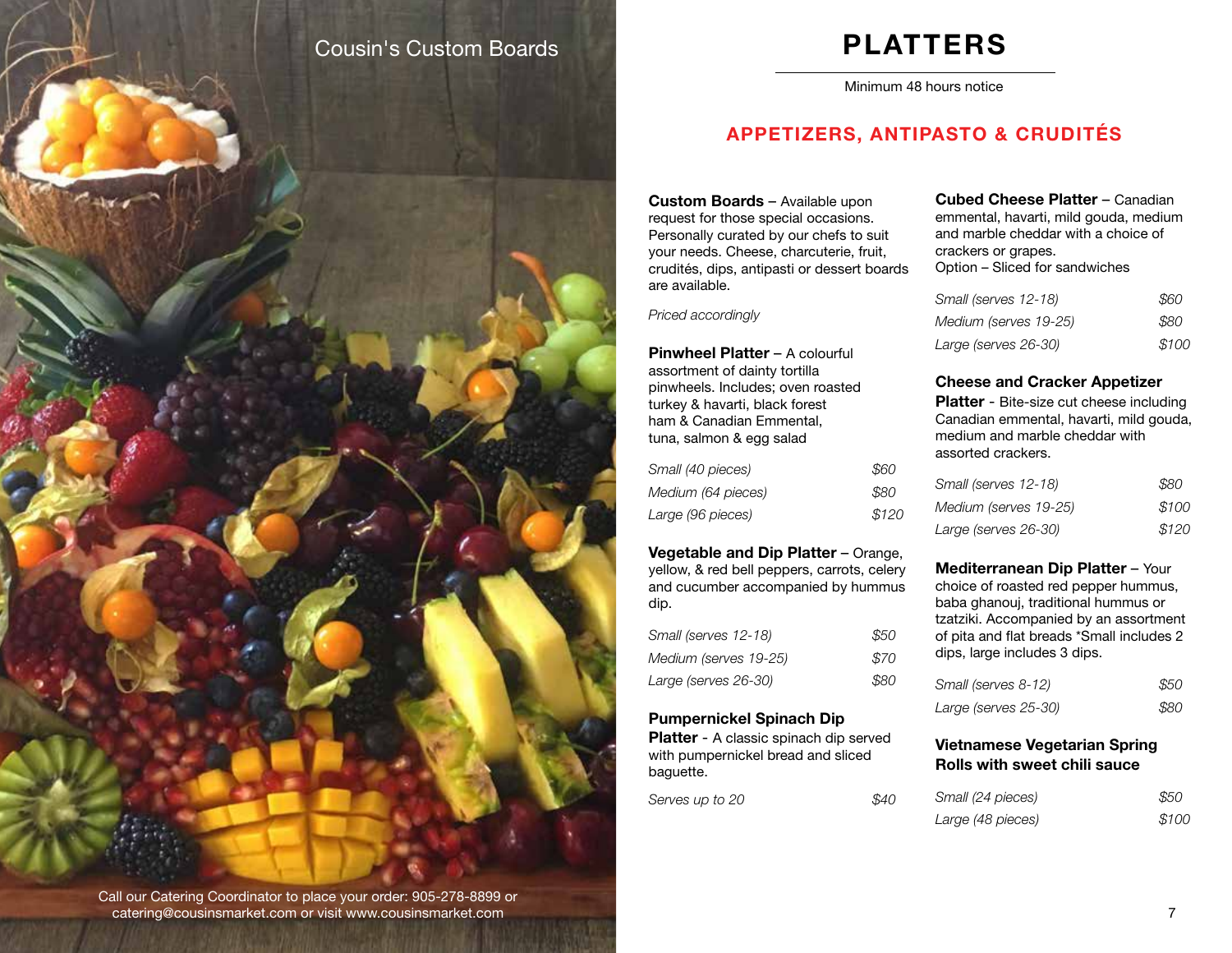Cousin's Custom Boards

Call our Catering Coordinator to place your order: 905-278-8899 or catering@cousinsmarket.com or visit www.cousinsmarket.com

# PLATTERS

Minimum 48 hours notice

## APPETIZERS, ANTIPASTO & CRUDITÉS

**Custom Boards** – Available upon request for those special occasions. Personally curated by our chefs to suit your needs. Cheese, charcuterie, fruit, crudités, dips, antipasti or dessert boards are available.

*Priced accordingly*

**Pinwheel Platter** – A colourful assortment of dainty tortilla pinwheels. Includes; oven roasted turkey & havarti, black forest ham & Canadian Emmental, tuna, salmon & egg salad

| | |
|---|---|
| *Small (40 pieces)* | *$60* |
| *Medium (64 pieces)* | *$80* |
| *Large (96 pieces)* | *$120* |

**Vegetable and Dip Platter** – Orange, yellow, & red bell peppers, carrots, celery and cucumber accompanied by hummus dip.

| | |
|---|---|
| *Small (serves 12-18)* | *$50* |
| *Medium (serves 19-25)* | *$70* |
| *Large (serves 26-30)* | *$80* |

**Pumpernickel Spinach Dip Platter** - A classic spinach dip served with pumpernickel bread and sliced baguette.

| | |
|---|---|
| *Serves up to 20* | *$40* |

**Cubed Cheese Platter** – Canadian emmental, havarti, mild gouda, medium and marble cheddar with a choice of crackers or grapes.
Option – Sliced for sandwiches

| | |
|---|---|
| *Small (serves 12-18)* | *$60* |
| *Medium (serves 19-25)* | *$80* |
| *Large (serves 26-30)* | *$100* |

**Cheese and Cracker Appetizer Platter** - Bite-size cut cheese including Canadian emmental, havarti, mild gouda, medium and marble cheddar with assorted crackers.

| | |
|---|---|
| *Small (serves 12-18)* | *$80* |
| *Medium (serves 19-25)* | *$100* |
| *Large (serves 26-30)* | *$120* |

**Mediterranean Dip Platter** – Your choice of roasted red pepper hummus, baba ghanouj, traditional hummus or tzatziki. Accompanied by an assortment of pita and flat breads *Small includes 2 dips, large includes 3 dips.

| | |
|---|---|
| *Small (serves 8-12)* | *$50* |
| *Large (serves 25-30)* | *$80* |

**Vietnamese Vegetarian Spring Rolls with sweet chili sauce**

| | |
|---|---|
| *Small (24 pieces)* | *$50* |
| *Large (48 pieces)* | *$100* |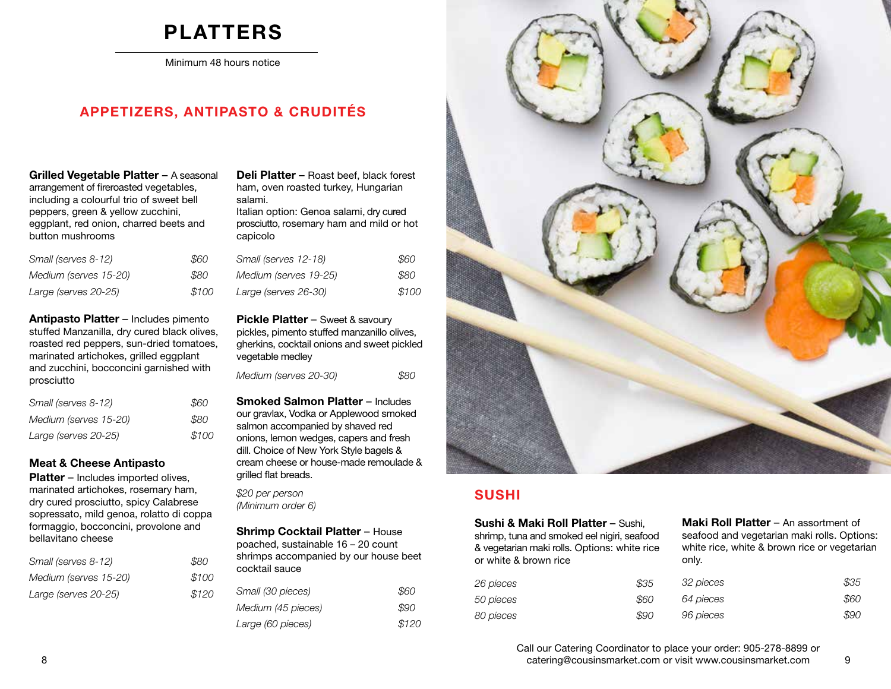# PLATTERS

Minimum 48 hours notice

## APPETIZERS, ANTIPASTO & CRUDITÉS

**Grilled Vegetable Platter** – A seasonal arrangement of fireroasted vegetables, including a colourful trio of sweet bell peppers, green & yellow zucchini, eggplant, red onion, charred beets and button mushrooms

| | |
|---|---|
| *Small (serves 8-12)* | *$60* |
| *Medium (serves 15-20)* | *$80* |
| *Large (serves 20-25)* | *$100* |

**Antipasto Platter** – Includes pimento stuffed Manzanilla, dry cured black olives, roasted red peppers, sun-dried tomatoes, marinated artichokes, grilled eggplant and zucchini, bocconcini garnished with prosciutto

| | |
|---|---|
| *Small (serves 8-12)* | *$60* |
| *Medium (serves 15-20)* | *$80* |
| *Large (serves 20-25)* | *$100* |

**Meat & Cheese Antipasto Platter** – Includes imported olives, marinated artichokes, rosemary ham, dry cured prosciutto, spicy Calabrese sopressato, mild genoa, rolatto di coppa formaggio, bocconcini, provolone and bellavitano cheese

| | |
|---|---|
| *Small (serves 8-12)* | *$80* |
| *Medium (serves 15-20)* | *$100* |
| *Large (serves 20-25)* | *$120* |

**Deli Platter** – Roast beef, black forest ham, oven roasted turkey, Hungarian salami.
Italian option: Genoa salami, dry cured prosciutto, rosemary ham and mild or hot capicolo

| | |
|---|---|
| *Small (serves 12-18)* | *$60* |
| *Medium (serves 19-25)* | *$80* |
| *Large (serves 26-30)* | *$100* |

**Pickle Platter** – Sweet & savoury pickles, pimento stuffed manzanillo olives, gherkins, cocktail onions and sweet pickled vegetable medley

| | |
|---|---|
| *Medium (serves 20-30)* | *$80* |

**Smoked Salmon Platter** – Includes our gravlax, Vodka or Applewood smoked salmon accompanied by shaved red onions, lemon wedges, capers and fresh dill. Choice of New York Style bagels & cream cheese or house-made remoulade & grilled flat breads.

*$20 per person*
*(Minimum order 6)*

**Shrimp Cocktail Platter** – House poached, sustainable 16 – 20 count shrimps accompanied by our house beet cocktail sauce

| | |
|---|---|
| *Small (30 pieces)* | *$60* |
| *Medium (45 pieces)* | *$90* |
| *Large (60 pieces)* | *$120* |

## SUSHI

**Sushi & Maki Roll Platter** – Sushi, shrimp, tuna and smoked eel nigiri, seafood & vegetarian maki rolls. Options: white rice or white & brown rice

| | |
|---|---|
| *26 pieces* | *$35* |
| *50 pieces* | *$60* |
| *80 pieces* | *$90* |

**Maki Roll Platter** – An assortment of seafood and vegetarian maki rolls. Options: white rice, white & brown rice or vegetarian only.

| | |
|---|---|
| *32 pieces* | *$35* |
| *64 pieces* | *$60* |
| *96 pieces* | *$90* |

Call our Catering Coordinator to place your order: 905-278-8899 or catering@cousinsmarket.com or visit www.cousinsmarket.com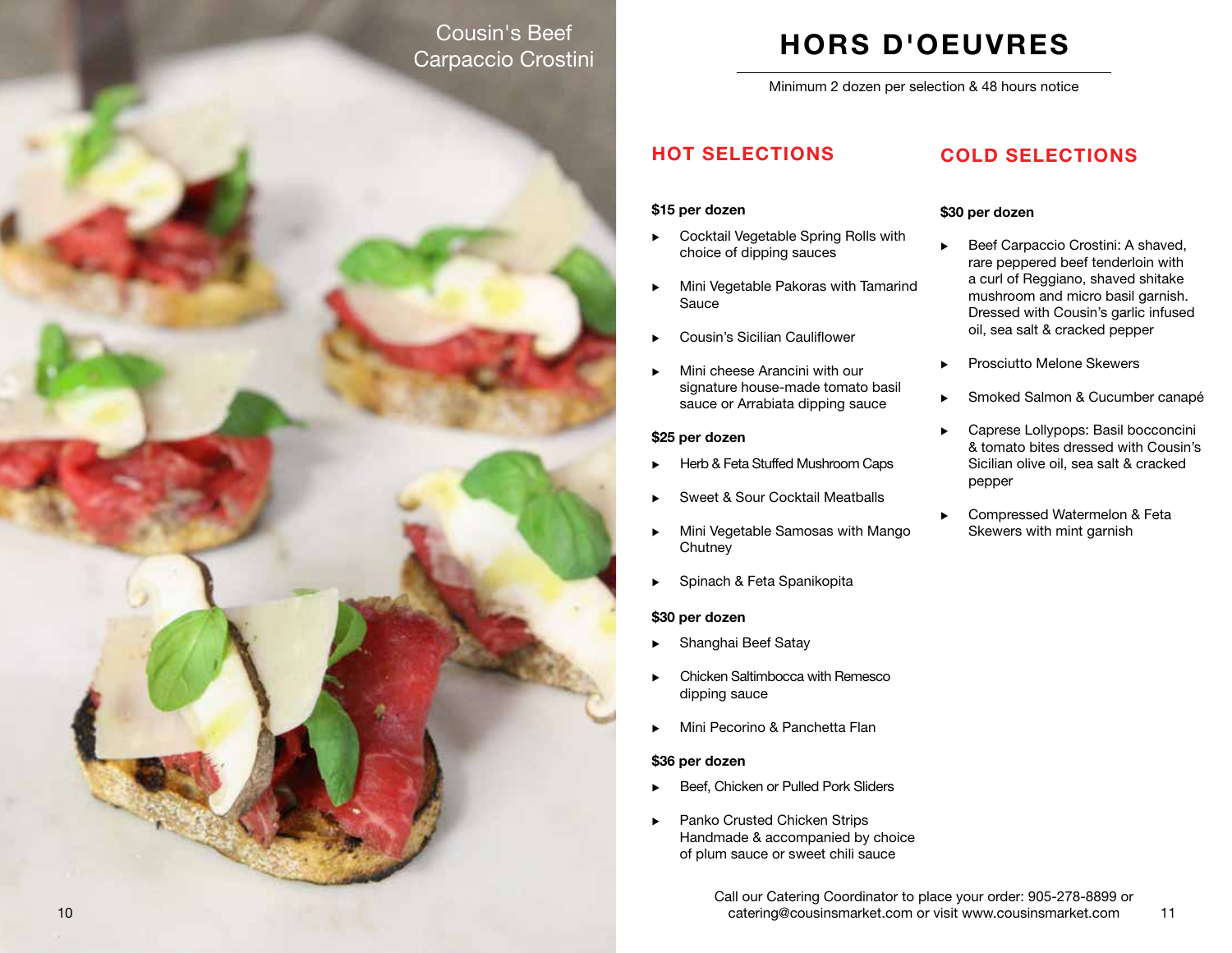Cousin's Beef Carpaccio Crostini

# HORS D'OEUVRES

Minimum 2 dozen per selection & 48 hours notice

## HOT SELECTIONS

**$15 per dozen**

- Cocktail Vegetable Spring Rolls with choice of dipping sauces
- Mini Vegetable Pakoras with Tamarind Sauce
- Cousin's Sicilian Cauliflower
- Mini cheese Arancini with our signature house-made tomato basil sauce or Arrabiata dipping sauce

**$25 per dozen**

- Herb & Feta Stuffed Mushroom Caps
- Sweet & Sour Cocktail Meatballs
- Mini Vegetable Samosas with Mango Chutney
- Spinach & Feta Spanikopita

**$30 per dozen**

- Shanghai Beef Satay
- Chicken Saltimbocca with Remesco dipping sauce
- Mini Pecorino & Panchetta Flan

**$36 per dozen**

- Beef, Chicken or Pulled Pork Sliders
- Panko Crusted Chicken Strips Handmade & accompanied by choice of plum sauce or sweet chili sauce

## COLD SELECTIONS

**$30 per dozen**

- Beef Carpaccio Crostini: A shaved, rare peppered beef tenderloin with a curl of Reggiano, shaved shitake mushroom and micro basil garnish. Dressed with Cousin's garlic infused oil, sea salt & cracked pepper
- Prosciutto Melone Skewers
- Smoked Salmon & Cucumber canapé
- Caprese Lollypops: Basil bocconcini & tomato bites dressed with Cousin's Sicilian olive oil, sea salt & cracked pepper
- Compressed Watermelon & Feta Skewers with mint garnish

Call our Catering Coordinator to place your order: 905-278-8899 or catering@cousinsmarket.com or visit www.cousinsmarket.com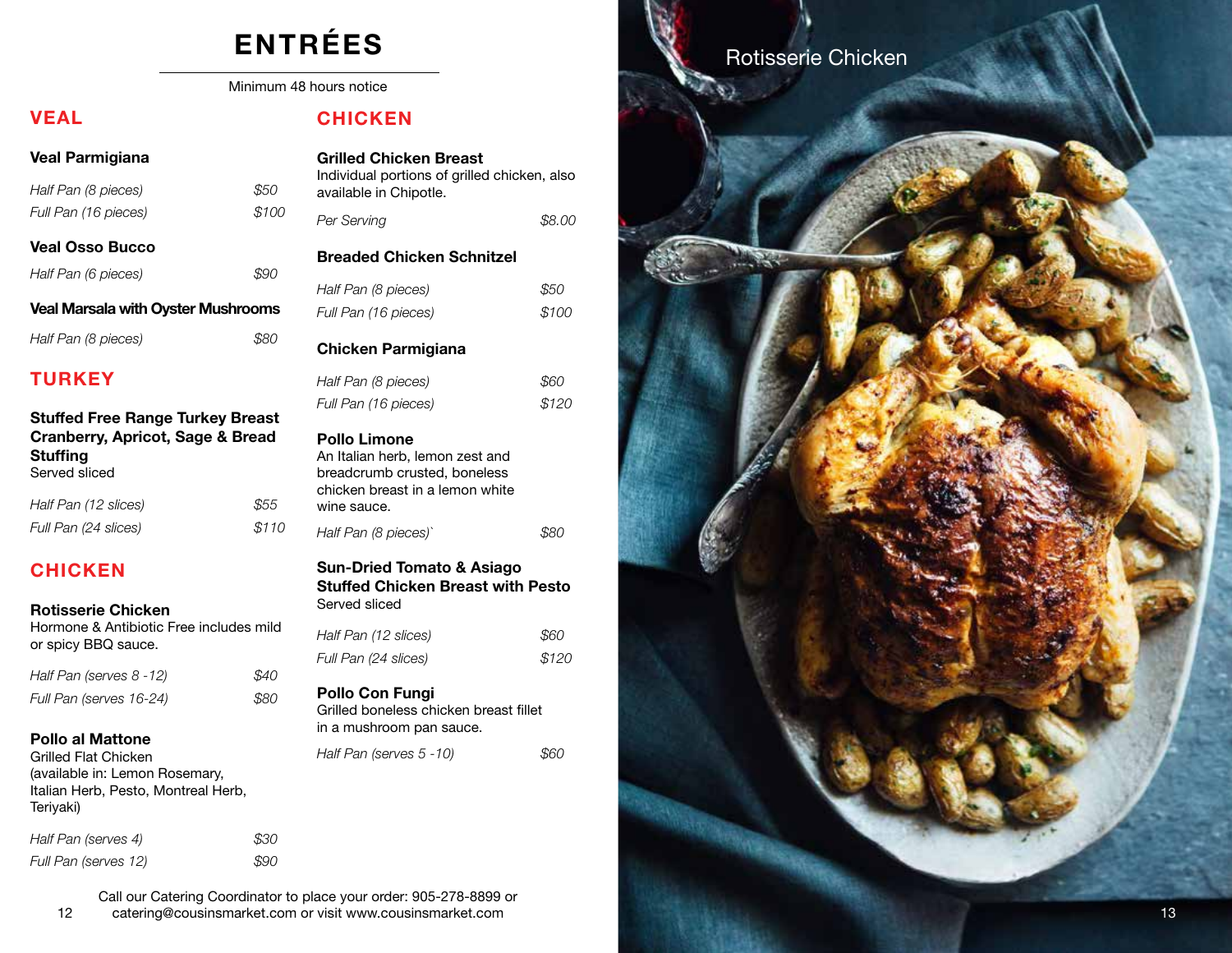# ENTRÉES

Minimum 48 hours notice

## VEAL

### Veal Parmigiana

| | |
|---|---|
| *Half Pan (8 pieces)* | *$50* |
| *Full Pan (16 pieces)* | *$100* |

### Veal Osso Bucco

| | |
|---|---|
| *Half Pan (6 pieces)* | *$90* |

### Veal Marsala with Oyster Mushrooms

| | |
|---|---|
| *Half Pan (8 pieces)* | *$80* |

## TURKEY

### Stuffed Free Range Turkey Breast Cranberry, Apricot, Sage & Bread Stuffing

Served sliced

| | |
|---|---|
| *Half Pan (12 slices)* | *$55* |
| *Full Pan (24 slices)* | *$110* |

## CHICKEN

### Rotisserie Chicken

Hormone & Antibiotic Free includes mild or spicy BBQ sauce.

| | |
|---|---|
| *Half Pan (serves 8 -12)* | *$40* |
| *Full Pan (serves 16-24)* | *$80* |

### Pollo al Mattone

Grilled Flat Chicken
(available in: Lemon Rosemary, Italian Herb, Pesto, Montreal Herb, Teriyaki)

| | |
|---|---|
| *Half Pan (serves 4)* | *$30* |
| *Full Pan (serves 12)* | *$90* |

## CHICKEN

### Grilled Chicken Breast

Individual portions of grilled chicken, also available in Chipotle.

| | |
|---|---|
| *Per Serving* | *$8.00* |

### Breaded Chicken Schnitzel

| | |
|---|---|
| *Half Pan (8 pieces)* | *$50* |
| *Full Pan (16 pieces)* | *$100* |

### Chicken Parmigiana

| | |
|---|---|
| *Half Pan (8 pieces)* | *$60* |
| *Full Pan (16 pieces)* | *$120* |

### Pollo Limone

An Italian herb, lemon zest and breadcrumb crusted, boneless chicken breast in a lemon white wine sauce.

| | |
|---|---|
| *Half Pan (8 pieces)`* | *$80* |

### Sun-Dried Tomato & Asiago Stuffed Chicken Breast with Pesto

Served sliced

| | |
|---|---|
| *Half Pan (12 slices)* | *$60* |
| *Full Pan (24 slices)* | *$120* |

### Pollo Con Fungi

Grilled boneless chicken breast fillet in a mushroom pan sauce.

| | |
|---|---|
| *Half Pan (serves 5 -10)* | *$60* |

Call our Catering Coordinator to place your order: 905-278-8899 or catering@cousinsmarket.com or visit www.cousinsmarket.com

Rotisserie Chicken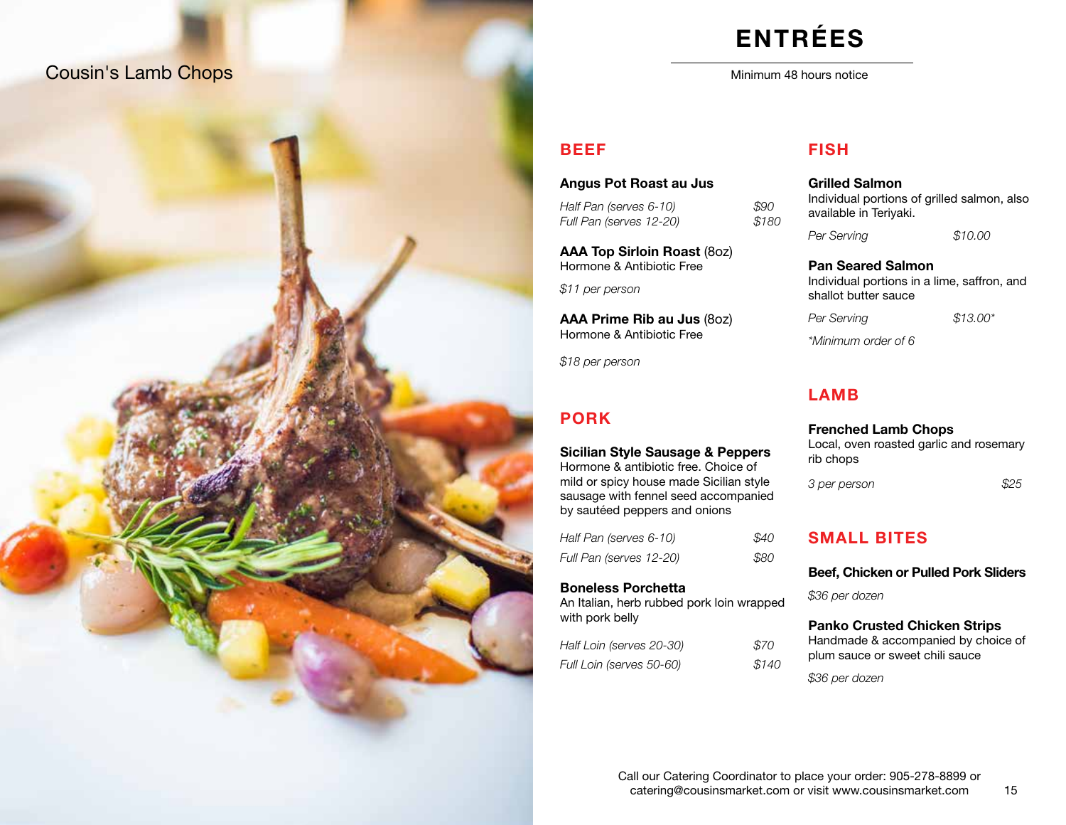Cousin's Lamb Chops

# ENTRÉES

Minimum 48 hours notice

## BEEF

### Angus Pot Roast au Jus

*Half Pan (serves 6-10)* *$90*
*Full Pan (serves 12-20)* *$180*

### AAA Top Sirloin Roast (8oz)

Hormone & Antibiotic Free

*$11 per person*

### AAA Prime Rib au Jus (8oz)

Hormone & Antibiotic Free

*$18 per person*

## PORK

### Sicilian Style Sausage & Peppers

Hormone & antibiotic free. Choice of mild or spicy house made Sicilian style sausage with fennel seed accompanied by sautéed peppers and onions

*Half Pan (serves 6-10)* *$40*
*Full Pan (serves 12-20)* *$80*

### Boneless Porchetta

An Italian, herb rubbed pork loin wrapped with pork belly

*Half Loin (serves 20-30)* *$70*
*Full Loin (serves 50-60)* *$140*

## FISH

### Grilled Salmon

Individual portions of grilled salmon, also available in Teriyaki.

*Per Serving* *$10.00*

### Pan Seared Salmon

Individual portions in a lime, saffron, and shallot butter sauce

*Per Serving* *$13.00**

*Minimum order of 6

## LAMB

### Frenched Lamb Chops

Local, oven roasted garlic and rosemary rib chops

*3 per person* *$25*

## SMALL BITES

### Beef, Chicken or Pulled Pork Sliders

*$36 per dozen*

### Panko Crusted Chicken Strips

Handmade & accompanied by choice of plum sauce or sweet chili sauce

*$36 per dozen*

Call our Catering Coordinator to place your order: 905-278-8899 or catering@cousinsmarket.com or visit www.cousinsmarket.com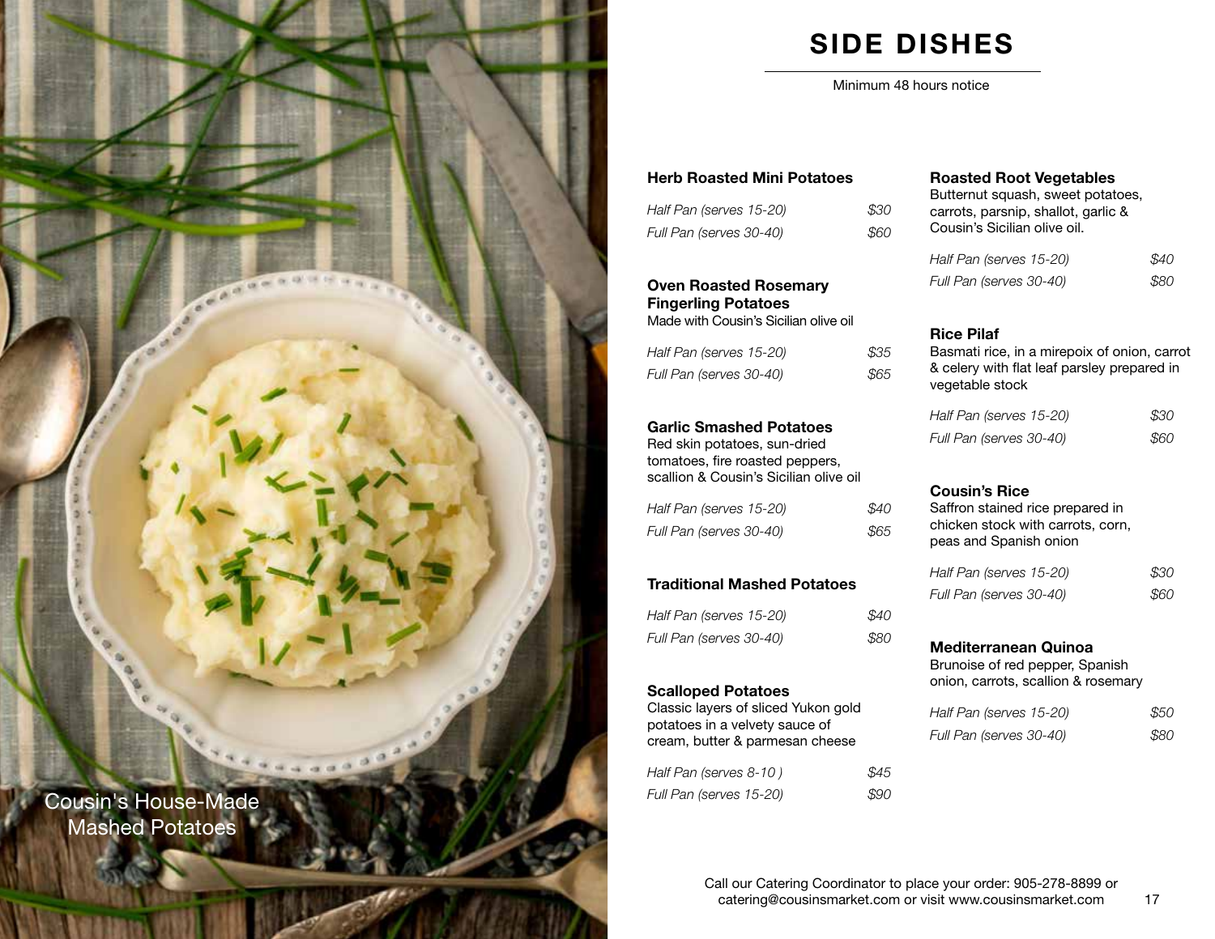Cousin's House-Made Mashed Potatoes

# SIDE DISHES

Minimum 48 hours notice

### Herb Roasted Mini Potatoes

| | |
|---|---|
| *Half Pan (serves 15-20)* | *$30* |
| *Full Pan (serves 30-40)* | *$60* |

### Oven Roasted Rosemary Fingerling Potatoes

Made with Cousin's Sicilian olive oil

| | |
|---|---|
| *Half Pan (serves 15-20)* | *$35* |
| *Full Pan (serves 30-40)* | *$65* |

### Garlic Smashed Potatoes

Red skin potatoes, sun-dried tomatoes, fire roasted peppers, scallion & Cousin's Sicilian olive oil

| | |
|---|---|
| *Half Pan (serves 15-20)* | *$40* |
| *Full Pan (serves 30-40)* | *$65* |

### Traditional Mashed Potatoes

| | |
|---|---|
| *Half Pan (serves 15-20)* | *$40* |
| *Full Pan (serves 30-40)* | *$80* |

### Scalloped Potatoes

Classic layers of sliced Yukon gold potatoes in a velvety sauce of cream, butter & parmesan cheese

| | |
|---|---|
| *Half Pan (serves 8-10 )* | *$45* |
| *Full Pan (serves 15-20)* | *$90* |

### Roasted Root Vegetables

Butternut squash, sweet potatoes, carrots, parsnip, shallot, garlic & Cousin's Sicilian olive oil.

| | |
|---|---|
| *Half Pan (serves 15-20)* | *$40* |
| *Full Pan (serves 30-40)* | *$80* |

### Rice Pilaf

Basmati rice, in a mirepoix of onion, carrot & celery with flat leaf parsley prepared in vegetable stock

| | |
|---|---|
| *Half Pan (serves 15-20)* | *$30* |
| *Full Pan (serves 30-40)* | *$60* |

### Cousin's Rice

Saffron stained rice prepared in chicken stock with carrots, corn, peas and Spanish onion

| | |
|---|---|
| *Half Pan (serves 15-20)* | *$30* |
| *Full Pan (serves 30-40)* | *$60* |

### Mediterranean Quinoa

Brunoise of red pepper, Spanish onion, carrots, scallion & rosemary

| | |
|---|---|
| *Half Pan (serves 15-20)* | *$50* |
| *Full Pan (serves 30-40)* | *$80* |

Call our Catering Coordinator to place your order: 905-278-8899 or catering@cousinsmarket.com or visit www.cousinsmarket.com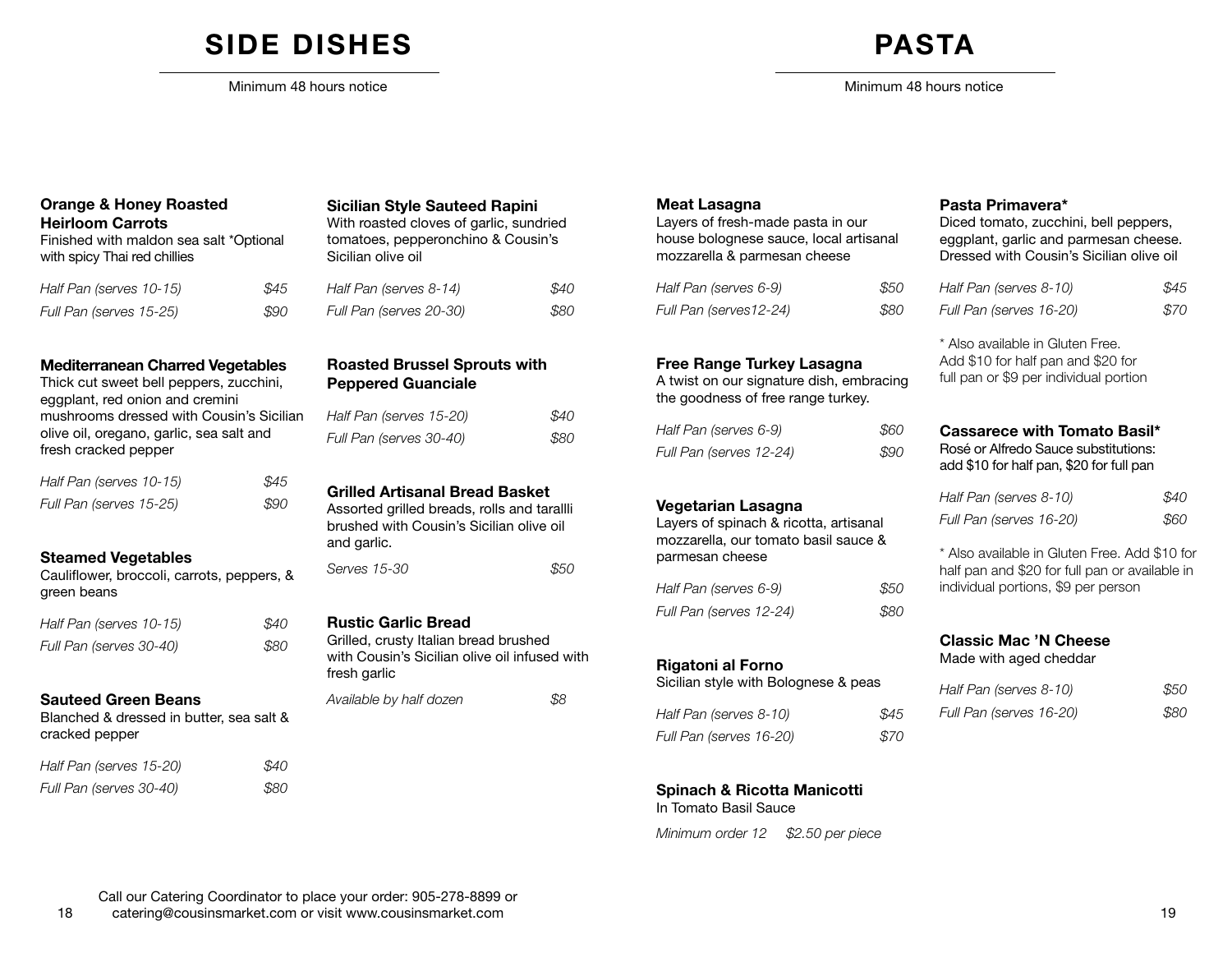# SIDE DISHES

Minimum 48 hours notice

### Orange & Honey Roasted Heirloom Carrots

Finished with maldon sea salt *Optional with spicy Thai red chillies

| | |
|---|---|
| *Half Pan (serves 10-15)* | *$45* |
| *Full Pan (serves 15-25)* | *$90* |

### Mediterranean Charred Vegetables

Thick cut sweet bell peppers, zucchini, eggplant, red onion and cremini mushrooms dressed with Cousin's Sicilian olive oil, oregano, garlic, sea salt and fresh cracked pepper

| | |
|---|---|
| *Half Pan (serves 10-15)* | *$45* |
| *Full Pan (serves 15-25)* | *$90* |

### Steamed Vegetables

Cauliflower, broccoli, carrots, peppers, & green beans

| | |
|---|---|
| *Half Pan (serves 10-15)* | *$40* |
| *Full Pan (serves 30-40)* | *$80* |

### Sauteed Green Beans

Blanched & dressed in butter, sea salt & cracked pepper

| | |
|---|---|
| *Half Pan (serves 15-20)* | *$40* |
| *Full Pan (serves 30-40)* | *$80* |

### Sicilian Style Sauteed Rapini

With roasted cloves of garlic, sundried tomatoes, pepperonchino & Cousin's Sicilian olive oil

| | |
|---|---|
| *Half Pan (serves 8-14)* | *$40* |
| *Full Pan (serves 20-30)* | *$80* |

### Roasted Brussel Sprouts with Peppered Guanciale

| | |
|---|---|
| *Half Pan (serves 15-20)* | *$40* |
| *Full Pan (serves 30-40)* | *$80* |

### Grilled Artisanal Bread Basket

Assorted grilled breads, rolls and taralli brushed with Cousin's Sicilian olive oil and garlic.

| | |
|---|---|
| *Serves 15-30* | *$50* |

### Rustic Garlic Bread

Grilled, crusty Italian bread brushed with Cousin's Sicilian olive oil infused with fresh garlic

| | |
|---|---|
| *Available by half dozen* | *$8* |

Call our Catering Coordinator to place your order: 905-278-8899 or catering@cousinsmarket.com or visit www.cousinsmarket.com

# PASTA

Minimum 48 hours notice

### Meat Lasagna

Layers of fresh-made pasta in our house bolognese sauce, local artisanal mozzarella & parmesan cheese

| | |
|---|---|
| *Half Pan (serves 6-9)* | *$50* |
| *Full Pan (serves12-24)* | *$80* |

### Free Range Turkey Lasagna

A twist on our signature dish, embracing the goodness of free range turkey.

| | |
|---|---|
| *Half Pan (serves 6-9)* | *$60* |
| *Full Pan (serves 12-24)* | *$90* |

### Vegetarian Lasagna

Layers of spinach & ricotta, artisanal mozzarella, our tomato basil sauce & parmesan cheese

| | |
|---|---|
| *Half Pan (serves 6-9)* | *$50* |
| *Full Pan (serves 12-24)* | *$80* |

### Rigatoni al Forno

Sicilian style with Bolognese & peas

| | |
|---|---|
| *Half Pan (serves 8-10)* | *$45* |
| *Full Pan (serves 16-20)* | *$70* |

### Spinach & Ricotta Manicotti

In Tomato Basil Sauce

*Minimum order 12 — $2.50 per piece*

### Pasta Primavera*

Diced tomato, zucchini, bell peppers, eggplant, garlic and parmesan cheese. Dressed with Cousin's Sicilian olive oil

| | |
|---|---|
| *Half Pan (serves 8-10)* | *$45* |
| *Full Pan (serves 16-20)* | *$70* |

* Also available in Gluten Free. Add $10 for half pan and $20 for full pan or $9 per individual portion

### Cassarece with Tomato Basil*

Rosé or Alfredo Sauce substitutions: add $10 for half pan, $20 for full pan

| | |
|---|---|
| *Half Pan (serves 8-10)* | *$40* |
| *Full Pan (serves 16-20)* | *$60* |

* Also available in Gluten Free. Add $10 for half pan and $20 for full pan or available in individual portions, $9 per person

### Classic Mac 'N Cheese

Made with aged cheddar

| | |
|---|---|
| *Half Pan (serves 8-10)* | *$50* |
| *Full Pan (serves 16-20)* | *$80* |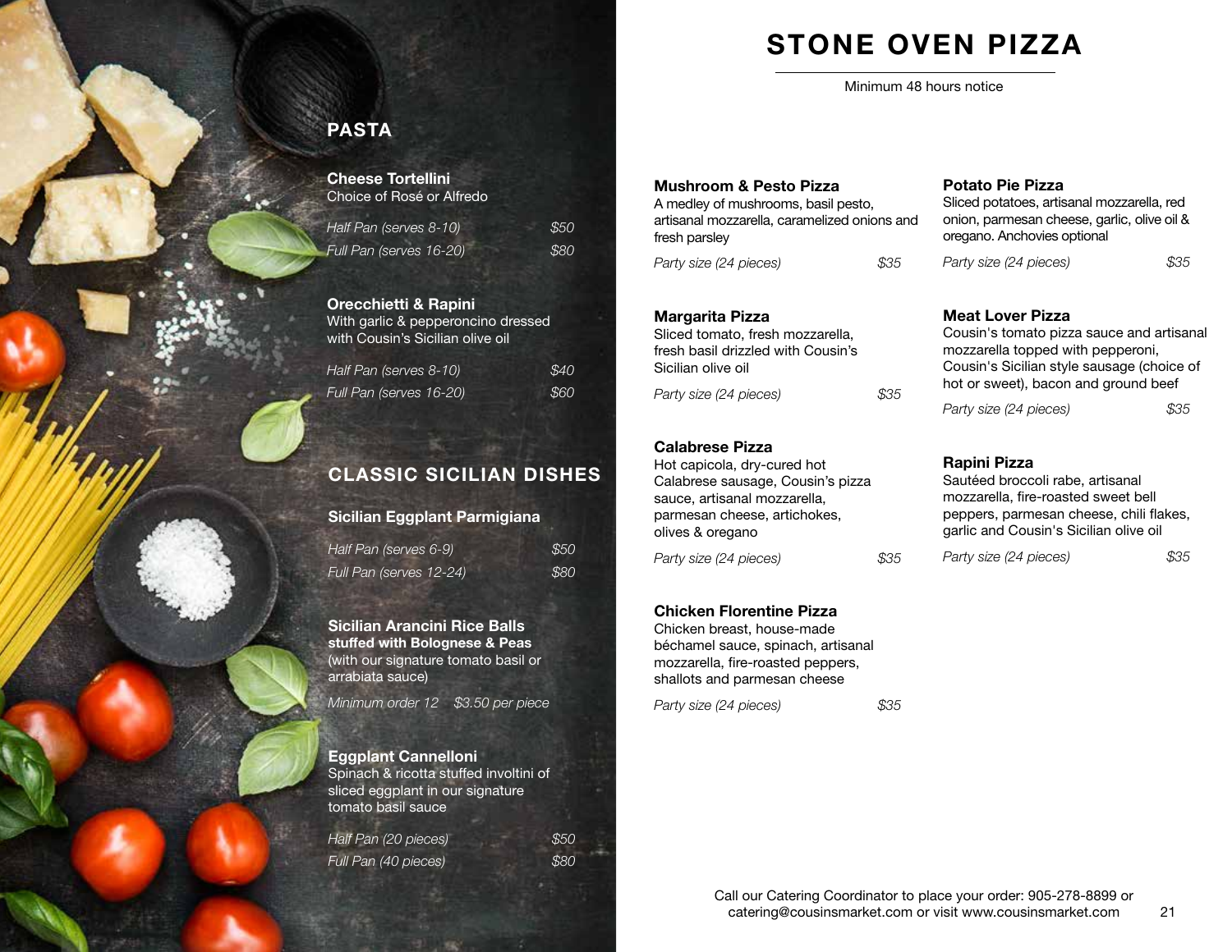## PASTA

### Cheese Tortellini

Choice of Rosé or Alfredo

| | |
|---|---|
| *Half Pan (serves 8-10)* | *$50* |
| *Full Pan (serves 16-20)* | *$80* |

### Orecchietti & Rapini

With garlic & pepperoncino dressed with Cousin's Sicilian olive oil

| | |
|---|---|
| *Half Pan (serves 8-10)* | *$40* |
| *Full Pan (serves 16-20)* | *$60* |

## CLASSIC SICILIAN DISHES

### Sicilian Eggplant Parmigiana

| | |
|---|---|
| *Half Pan (serves 6-9)* | *$50* |
| *Full Pan (serves 12-24)* | *$80* |

### Sicilian Arancini Rice Balls stuffed with Bolognese & Peas

(with our signature tomato basil or arrabiata sauce)

*Minimum order 12 $3.50 per piece*

### Eggplant Cannelloni

Spinach & ricotta stuffed involtini of sliced eggplant in our signature tomato basil sauce

| | |
|---|---|
| *Half Pan (20 pieces)* | *$50* |
| *Full Pan (40 pieces)* | *$80* |

# STONE OVEN PIZZA

Minimum 48 hours notice

### Mushroom & Pesto Pizza

A medley of mushrooms, basil pesto, artisanal mozzarella, caramelized onions and fresh parsley

*Party size (24 pieces) $35*

### Margarita Pizza

Sliced tomato, fresh mozzarella, fresh basil drizzled with Cousin's Sicilian olive oil

*Party size (24 pieces) $35*

### Calabrese Pizza

Hot capicola, dry-cured hot Calabrese sausage, Cousin's pizza sauce, artisanal mozzarella, parmesan cheese, artichokes, olives & oregano

*Party size (24 pieces) $35*

### Chicken Florentine Pizza

Chicken breast, house-made béchamel sauce, spinach, artisanal mozzarella, fire-roasted peppers, shallots and parmesan cheese

*Party size (24 pieces) $35*

### Potato Pie Pizza

Sliced potatoes, artisanal mozzarella, red onion, parmesan cheese, garlic, olive oil & oregano. Anchovies optional

*Party size (24 pieces) $35*

### Meat Lover Pizza

Cousin's tomato pizza sauce and artisanal mozzarella topped with pepperoni, Cousin's Sicilian style sausage (choice of hot or sweet), bacon and ground beef

*Party size (24 pieces) $35*

### Rapini Pizza

Sautéed broccoli rabe, artisanal mozzarella, fire-roasted sweet bell peppers, parmesan cheese, chili flakes, garlic and Cousin's Sicilian olive oil

*Party size (24 pieces) $35*

Call our Catering Coordinator to place your order: 905-278-8899 or catering@cousinsmarket.com or visit www.cousinsmarket.com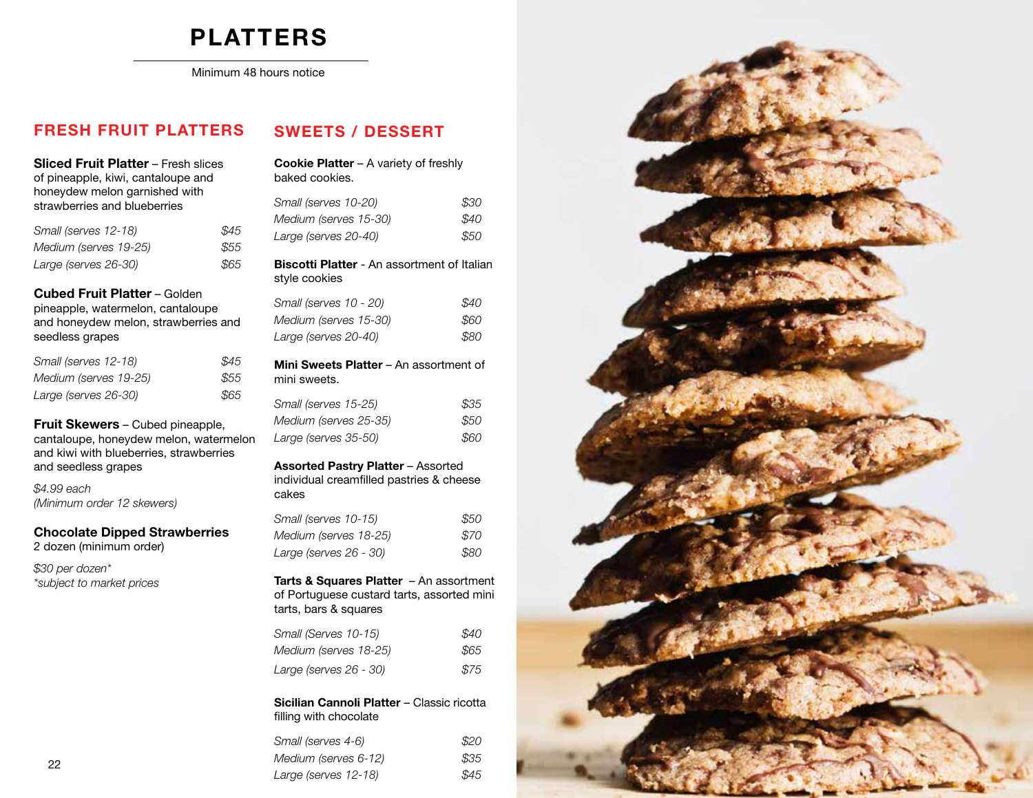# PLATTERS

Minimum 48 hours notice

## FRESH FRUIT PLATTERS

**Sliced Fruit Platter** – Fresh slices of pineapple, kiwi, cantaloupe and honeydew melon garnished with strawberries and blueberries

| | |
|---|---|
| *Small (serves 12-18)* | *$45* |
| *Medium (serves 19-25)* | *$55* |
| *Large (serves 26-30)* | *$65* |

**Cubed Fruit Platter** – Golden pineapple, watermelon, cantaloupe and honeydew melon, strawberries and seedless grapes

| | |
|---|---|
| *Small (serves 12-18)* | *$45* |
| *Medium (serves 19-25)* | *$55* |
| *Large (serves 26-30)* | *$65* |

**Fruit Skewers** – Cubed pineapple, cantaloupe, honeydew melon, watermelon and kiwi with blueberries, strawberries and seedless grapes

*$4.99 each*
*(Minimum order 12 skewers)*

**Chocolate Dipped Strawberries**
2 dozen (minimum order)

*$30 per dozen**
**subject to market prices*

## SWEETS / DESSERT

**Cookie Platter** – A variety of freshly baked cookies.

| | |
|---|---|
| *Small (serves 10-20)* | *$30* |
| *Medium (serves 15-30)* | *$40* |
| *Large (serves 20-40)* | *$50* |

**Biscotti Platter** - An assortment of Italian style cookies

| | |
|---|---|
| *Small (serves 10 - 20)* | *$40* |
| *Medium (serves 15-30)* | *$60* |
| *Large (serves 20-40)* | *$80* |

**Mini Sweets Platter** – An assortment of mini sweets.

| | |
|---|---|
| *Small (serves 15-25)* | *$35* |
| *Medium (serves 25-35)* | *$50* |
| *Large (serves 35-50)* | *$60* |

**Assorted Pastry Platter** – Assorted individual creamfilled pastries & cheese cakes

| | |
|---|---|
| *Small (serves 10-15)* | *$50* |
| *Medium (serves 18-25)* | *$70* |
| *Large (serves 26 - 30)* | *$80* |

**Tarts & Squares Platter** – An assortment of Portuguese custard tarts, assorted mini tarts, bars & squares

| | |
|---|---|
| *Small (Serves 10-15)* | *$40* |
| *Medium (serves 18-25)* | *$65* |
| *Large (serves 26 - 30)* | *$75* |

**Sicilian Cannoli Platter** – Classic ricotta filling with chocolate

| | |
|---|---|
| *Small (serves 4-6)* | *$20* |
| *Medium (serves 6-12)* | *$35* |
| *Large (serves 12-18)* | *$45* |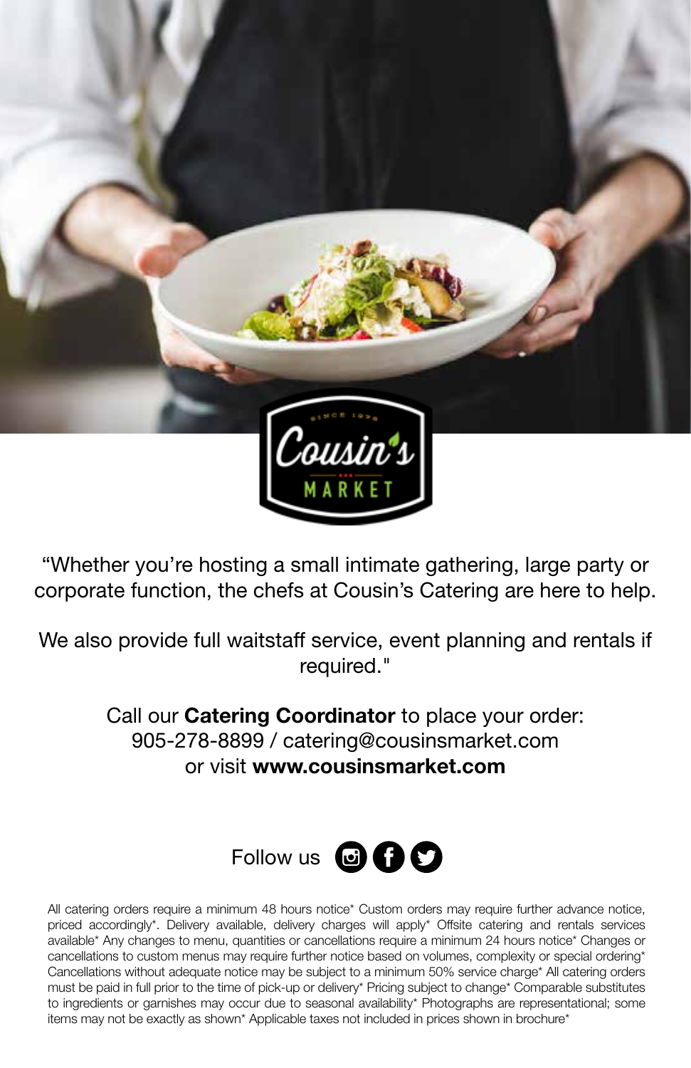“Whether you’re hosting a small intimate gathering, large party or corporate function, the chefs at Cousin’s Catering are here to help.

We also provide full waitstaff service, event planning and rentals if required."

Call our **Catering Coordinator** to place your order:
905-278-8899 / catering@cousinsmarket.com
or visit **www.cousinsmarket.com**

Follow us

All catering orders require a minimum 48 hours notice* Custom orders may require further advance notice, priced accordingly*. Delivery available, delivery charges will apply* Offsite catering and rentals services available* Any changes to menu, quantities or cancellations require a minimum 24 hours notice* Changes or cancellations to custom menus may require further notice based on volumes, complexity or special ordering* Cancellations without adequate notice may be subject to a minimum 50% service charge* All catering orders must be paid in full prior to the time of pick-up or delivery* Pricing subject to change* Comparable substitutes to ingredients or garnishes may occur due to seasonal availability* Photographs are representational; some items may not be exactly as shown* Applicable taxes not included in prices shown in brochure*